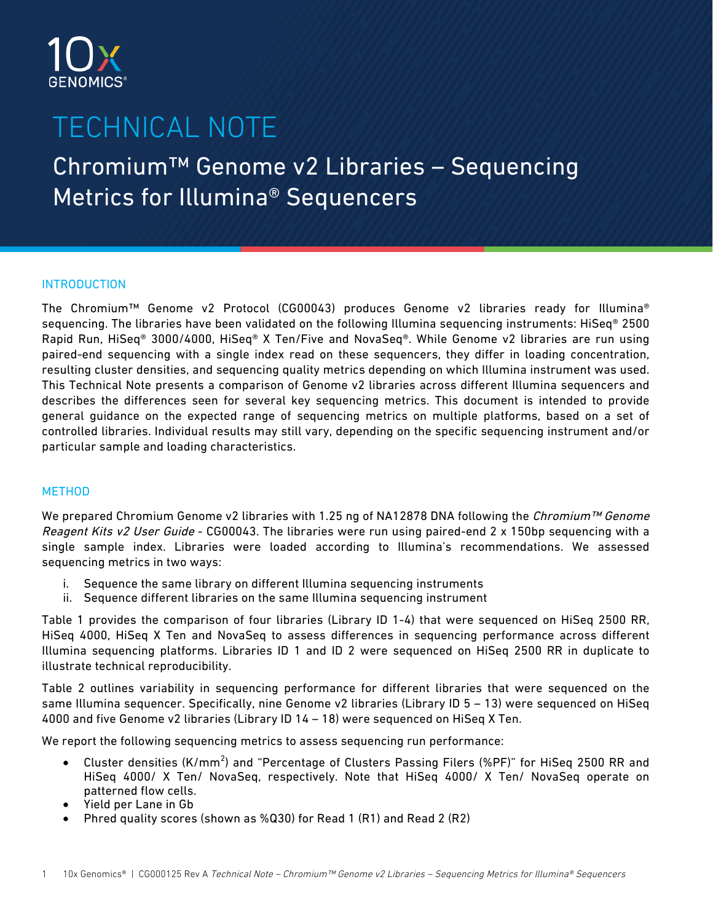# TECHNICAL NOTE

## Chromium™ Genome v2 Libraries – Sequencing Metrics for Illumina® Sequencers

### INTRODUCTION

The Chromium™ Genome v2 Protocol (CG00043) produces Genome v2 libraries ready for Illumina® sequencing. The libraries have been validated on the following Illumina sequencing instruments: HiSeq® 2500 Rapid Run, HiSeq® 3000/4000, HiSeq® X Ten/Five and NovaSeq®. While Genome v2 libraries are run using paired-end sequencing with a single index read on these sequencers, they differ in loading concentration, resulting cluster densities, and sequencing quality metrics depending on which Illumina instrument was used. This Technical Note presents a comparison of Genome v2 libraries across different Illumina sequencers and describes the differences seen for several key sequencing metrics. This document is intended to provide general guidance on the expected range of sequencing metrics on multiple platforms, based on a set of controlled libraries. Individual results may still vary, depending on the specific sequencing instrument and/or particular sample and loading characteristics.

### METHOD

We prepared Chromium Genome v2 libraries with 1.25 ng of NA12878 DNA following the *Chromium™ Genome Reagent Kits v2 User Guide* - CG00043. The libraries were run using paired-end 2 x 150bp sequencing with a single sample index. Libraries were loaded according to Illumina's recommendations. We assessed sequencing metrics in two ways:

i. Sequence the same library on different Illumina sequencing instruments
ii. Sequence different libraries on the same Illumina sequencing instrument

Table 1 provides the comparison of four libraries (Library ID 1-4) that were sequenced on HiSeq 2500 RR, HiSeq 4000, HiSeq X Ten and NovaSeq to assess differences in sequencing performance across different Illumina sequencing platforms. Libraries ID 1 and ID 2 were sequenced on HiSeq 2500 RR in duplicate to illustrate technical reproducibility.

Table 2 outlines variability in sequencing performance for different libraries that were sequenced on the same Illumina sequencer. Specifically, nine Genome v2 libraries (Library ID 5 – 13) were sequenced on HiSeq 4000 and five Genome v2 libraries (Library ID 14 – 18) were sequenced on HiSeq X Ten.

We report the following sequencing metrics to assess sequencing run performance:

- Cluster densities (K/mm$^2$) and "Percentage of Clusters Passing Filers (%PF)" for HiSeq 2500 RR and HiSeq 4000/ X Ten/ NovaSeq, respectively. Note that HiSeq 4000/ X Ten/ NovaSeq operate on patterned flow cells.
- Yield per Lane in Gb
- Phred quality scores (shown as %Q30) for Read 1 (R1) and Read 2 (R2)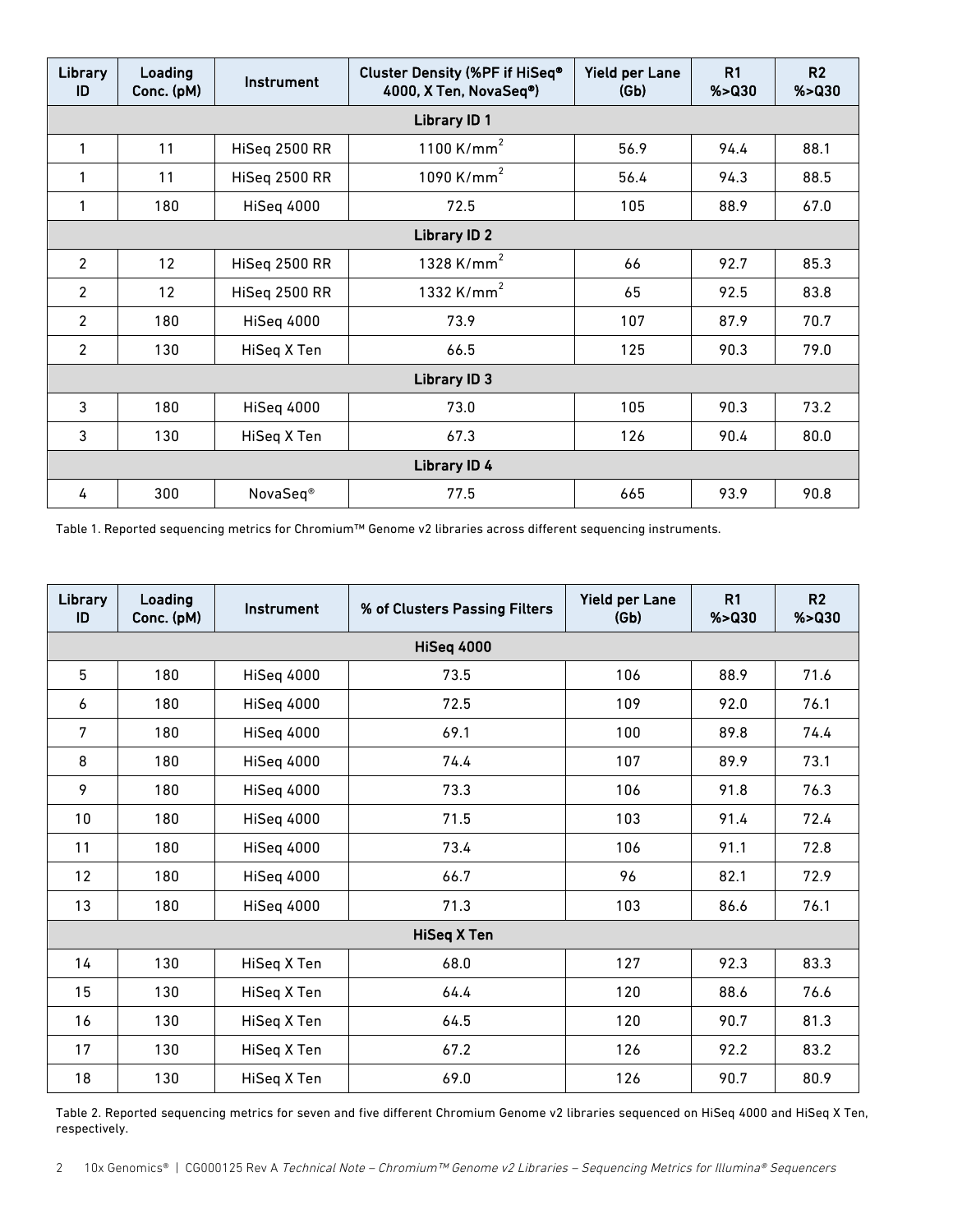| Library ID | Loading Conc. (pM) | Instrument | Cluster Density (%PF if HiSeq® 4000, X Ten, NovaSeq®) | Yield per Lane (Gb) | R1 %>Q30 | R2 %>Q30 |
|---|---|---|---|---|---|---|
| **Library ID 1** | | | | | | |
| 1 | 11 | HiSeq 2500 RR | 1100 K/mm$^2$ | 56.9 | 94.4 | 88.1 |
| 1 | 11 | HiSeq 2500 RR | 1090 K/mm$^2$ | 56.4 | 94.3 | 88.5 |
| 1 | 180 | HiSeq 4000 | 72.5 | 105 | 88.9 | 67.0 |
| **Library ID 2** | | | | | | |
| 2 | 12 | HiSeq 2500 RR | 1328 K/mm$^2$ | 66 | 92.7 | 85.3 |
| 2 | 12 | HiSeq 2500 RR | 1332 K/mm$^2$ | 65 | 92.5 | 83.8 |
| 2 | 180 | HiSeq 4000 | 73.9 | 107 | 87.9 | 70.7 |
| 2 | 130 | HiSeq X Ten | 66.5 | 125 | 90.3 | 79.0 |
| **Library ID 3** | | | | | | |
| 3 | 180 | HiSeq 4000 | 73.0 | 105 | 90.3 | 73.2 |
| 3 | 130 | HiSeq X Ten | 67.3 | 126 | 90.4 | 80.0 |
| **Library ID 4** | | | | | | |
| 4 | 300 | NovaSeq® | 77.5 | 665 | 93.9 | 90.8 |

Table 1. Reported sequencing metrics for Chromium™ Genome v2 libraries across different sequencing instruments.

| Library ID | Loading Conc. (pM) | Instrument | % of Clusters Passing Filters | Yield per Lane (Gb) | R1 %>Q30 | R2 %>Q30 |
|---|---|---|---|---|---|---|
| **HiSeq 4000** | | | | | | |
| 5 | 180 | HiSeq 4000 | 73.5 | 106 | 88.9 | 71.6 |
| 6 | 180 | HiSeq 4000 | 72.5 | 109 | 92.0 | 76.1 |
| 7 | 180 | HiSeq 4000 | 69.1 | 100 | 89.8 | 74.4 |
| 8 | 180 | HiSeq 4000 | 74.4 | 107 | 89.9 | 73.1 |
| 9 | 180 | HiSeq 4000 | 73.3 | 106 | 91.8 | 76.3 |
| 10 | 180 | HiSeq 4000 | 71.5 | 103 | 91.4 | 72.4 |
| 11 | 180 | HiSeq 4000 | 73.4 | 106 | 91.1 | 72.8 |
| 12 | 180 | HiSeq 4000 | 66.7 | 96 | 82.1 | 72.9 |
| 13 | 180 | HiSeq 4000 | 71.3 | 103 | 86.6 | 76.1 |
| **HiSeq X Ten** | | | | | | |
| 14 | 130 | HiSeq X Ten | 68.0 | 127 | 92.3 | 83.3 |
| 15 | 130 | HiSeq X Ten | 64.4 | 120 | 88.6 | 76.6 |
| 16 | 130 | HiSeq X Ten | 64.5 | 120 | 90.7 | 81.3 |
| 17 | 130 | HiSeq X Ten | 67.2 | 126 | 92.2 | 83.2 |
| 18 | 130 | HiSeq X Ten | 69.0 | 126 | 90.7 | 80.9 |

Table 2. Reported sequencing metrics for seven and five different Chromium Genome v2 libraries sequenced on HiSeq 4000 and HiSeq X Ten, respectively.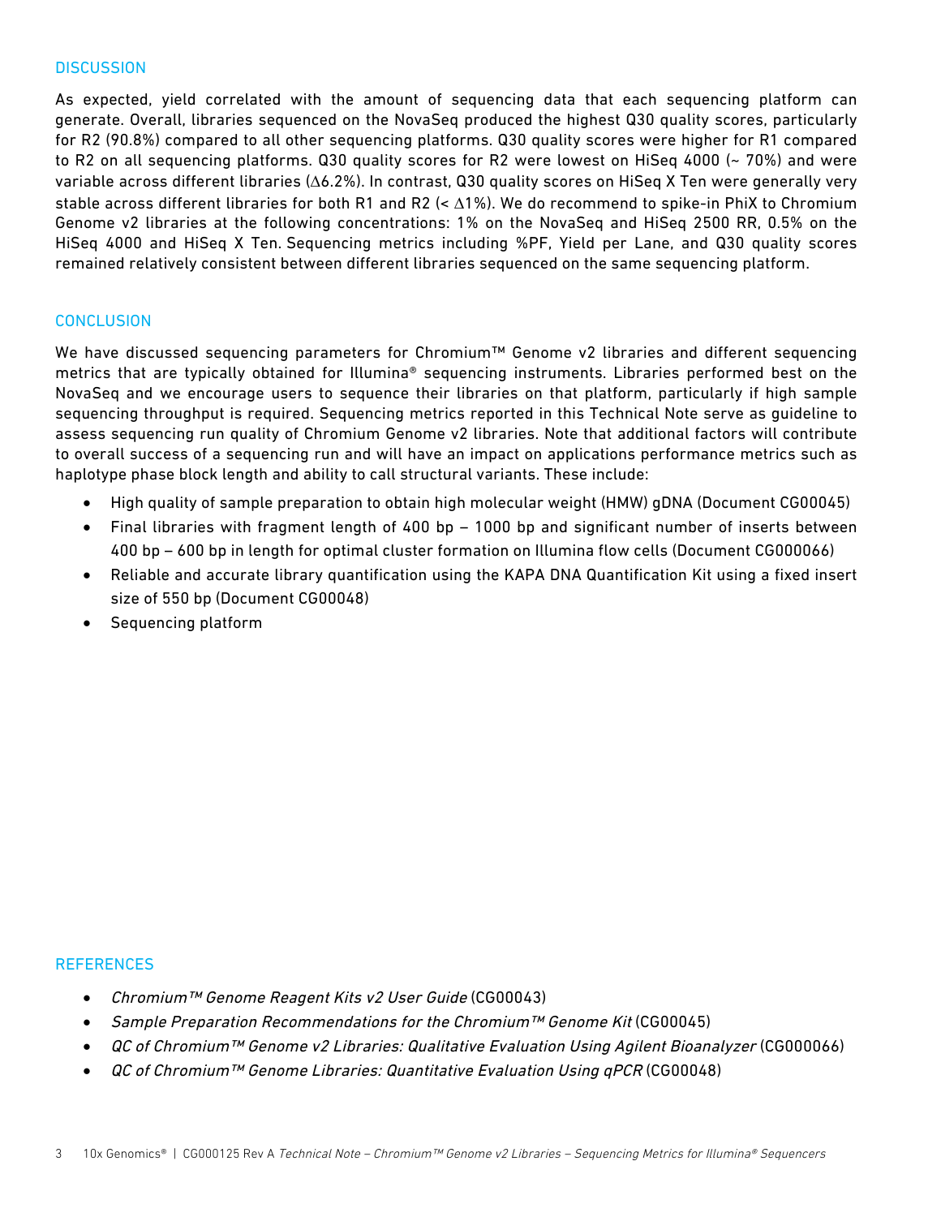## DISCUSSION

As expected, yield correlated with the amount of sequencing data that each sequencing platform can generate. Overall, libraries sequenced on the NovaSeq produced the highest Q30 quality scores, particularly for R2 (90.8%) compared to all other sequencing platforms. Q30 quality scores were higher for R1 compared to R2 on all sequencing platforms. Q30 quality scores for R2 were lowest on HiSeq 4000 (~ 70%) and were variable across different libraries ($\Delta$6.2%). In contrast, Q30 quality scores on HiSeq X Ten were generally very stable across different libraries for both R1 and R2 (< $\Delta$1%). We do recommend to spike-in PhiX to Chromium Genome v2 libraries at the following concentrations: 1% on the NovaSeq and HiSeq 2500 RR, 0.5% on the HiSeq 4000 and HiSeq X Ten. Sequencing metrics including %PF, Yield per Lane, and Q30 quality scores remained relatively consistent between different libraries sequenced on the same sequencing platform.

## CONCLUSION

We have discussed sequencing parameters for Chromium™ Genome v2 libraries and different sequencing metrics that are typically obtained for Illumina® sequencing instruments. Libraries performed best on the NovaSeq and we encourage users to sequence their libraries on that platform, particularly if high sample sequencing throughput is required. Sequencing metrics reported in this Technical Note serve as guideline to assess sequencing run quality of Chromium Genome v2 libraries. Note that additional factors will contribute to overall success of a sequencing run and will have an impact on applications performance metrics such as haplotype phase block length and ability to call structural variants. These include:

- High quality of sample preparation to obtain high molecular weight (HMW) gDNA (Document CG00045)
- Final libraries with fragment length of 400 bp – 1000 bp and significant number of inserts between 400 bp – 600 bp in length for optimal cluster formation on Illumina flow cells (Document CG000066)
- Reliable and accurate library quantification using the KAPA DNA Quantification Kit using a fixed insert size of 550 bp (Document CG00048)
- Sequencing platform

## REFERENCES

- *Chromium™ Genome Reagent Kits v2 User Guide* (CG00043)
- *Sample Preparation Recommendations for the Chromium™ Genome Kit* (CG00045)
- *QC of Chromium™ Genome v2 Libraries: Qualitative Evaluation Using Agilent Bioanalyzer* (CG000066)
- *QC of Chromium™ Genome Libraries: Quantitative Evaluation Using qPCR* (CG00048)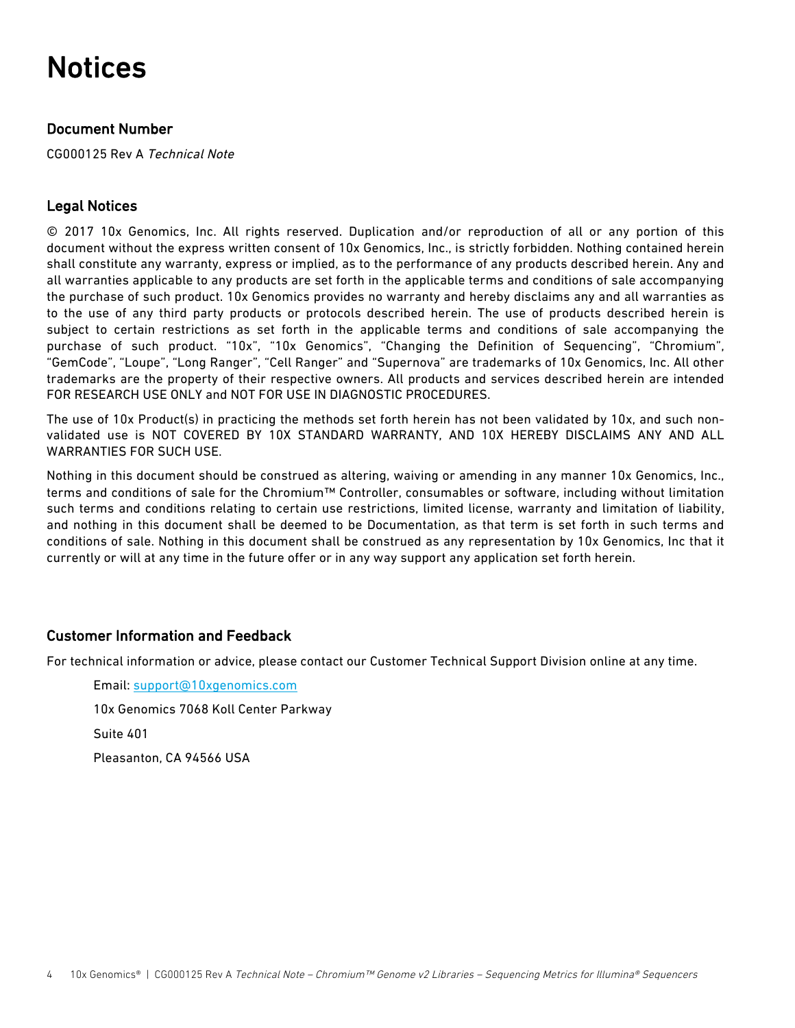# Notices

## Document Number

CG000125 Rev A *Technical Note*

## Legal Notices

© 2017 10x Genomics, Inc. All rights reserved. Duplication and/or reproduction of all or any portion of this document without the express written consent of 10x Genomics, Inc., is strictly forbidden. Nothing contained herein shall constitute any warranty, express or implied, as to the performance of any products described herein. Any and all warranties applicable to any products are set forth in the applicable terms and conditions of sale accompanying the purchase of such product. 10x Genomics provides no warranty and hereby disclaims any and all warranties as to the use of any third party products or protocols described herein. The use of products described herein is subject to certain restrictions as set forth in the applicable terms and conditions of sale accompanying the purchase of such product. "10x", "10x Genomics", "Changing the Definition of Sequencing", "Chromium", "GemCode", "Loupe", "Long Ranger", "Cell Ranger" and "Supernova" are trademarks of 10x Genomics, Inc. All other trademarks are the property of their respective owners. All products and services described herein are intended FOR RESEARCH USE ONLY and NOT FOR USE IN DIAGNOSTIC PROCEDURES.

The use of 10x Product(s) in practicing the methods set forth herein has not been validated by 10x, and such non-validated use is NOT COVERED BY 10X STANDARD WARRANTY, AND 10X HEREBY DISCLAIMS ANY AND ALL WARRANTIES FOR SUCH USE.

Nothing in this document should be construed as altering, waiving or amending in any manner 10x Genomics, Inc., terms and conditions of sale for the Chromium™ Controller, consumables or software, including without limitation such terms and conditions relating to certain use restrictions, limited license, warranty and limitation of liability, and nothing in this document shall be deemed to be Documentation, as that term is set forth in such terms and conditions of sale. Nothing in this document shall be construed as any representation by 10x Genomics, Inc that it currently or will at any time in the future offer or in any way support any application set forth herein.

## Customer Information and Feedback

For technical information or advice, please contact our Customer Technical Support Division online at any time.

Email: support@10xgenomics.com

10x Genomics 7068 Koll Center Parkway

Suite 401

Pleasanton, CA 94566 USA